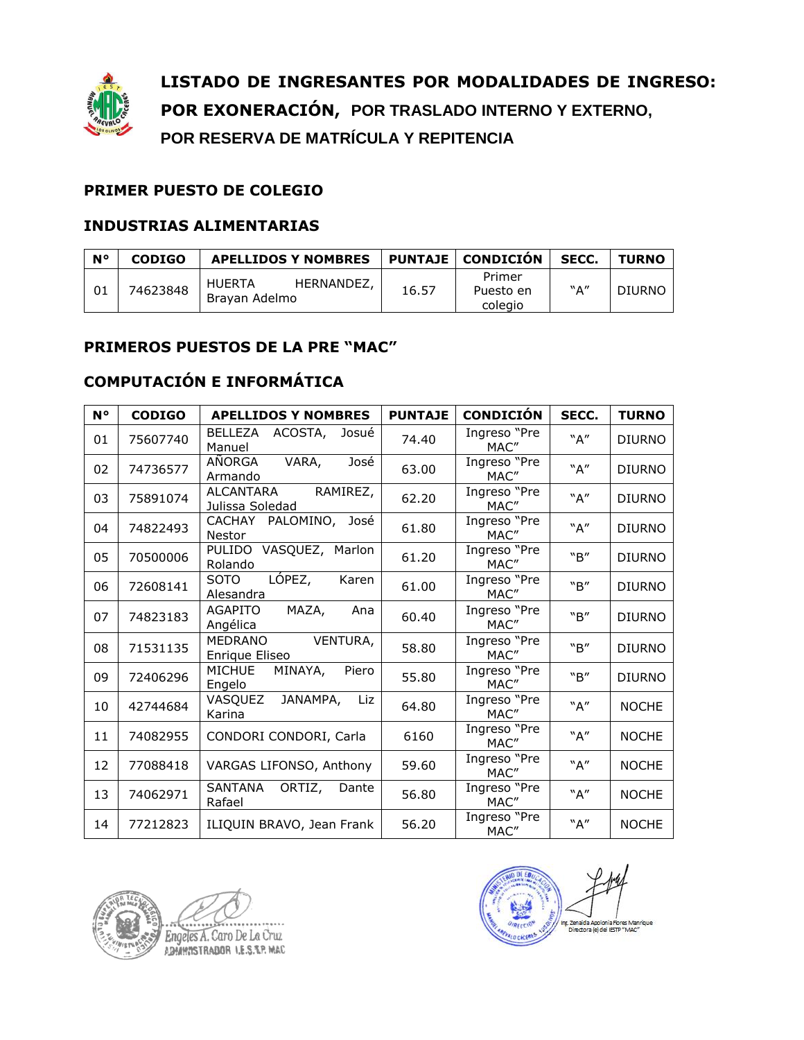# LISTADO DE INGRESANTES POR MODALIDADES DE INGRESO: POR EXONERACIÓN, POR TRASLADO INTERNO Y EXTERNO, POR RESERVA DE MATRÍCULA Y REPITENCIA

## PRIMER PUESTO DE COLEGIO

### INDUSTRIAS ALIMENTARIAS

| N° | CODIGO | APELLIDOS Y NOMBRES | PUNTAJE | CONDICIÓN | SECC. | TURNO |
|---|---|---|---|---|---|---|
| 01 | 74623848 | HUERTA HERNANDEZ, Brayan Adelmo | 16.57 | Primer Puesto en colegio | "A" | DIURNO |

## PRIMEROS PUESTOS DE LA PRE "MAC"

### COMPUTACIÓN E INFORMÁTICA

| N° | CODIGO | APELLIDOS Y NOMBRES | PUNTAJE | CONDICIÓN | SECC. | TURNO |
|---|---|---|---|---|---|---|
| 01 | 75607740 | BELLEZA ACOSTA, Josué Manuel | 74.40 | Ingreso "Pre MAC" | "A" | DIURNO |
| 02 | 74736577 | AÑORGA VARA, José Armando | 63.00 | Ingreso "Pre MAC" | "A" | DIURNO |
| 03 | 75891074 | ALCANTARA RAMIREZ, Julissa Soledad | 62.20 | Ingreso "Pre MAC" | "A" | DIURNO |
| 04 | 74822493 | CACHAY PALOMINO, José Nestor | 61.80 | Ingreso "Pre MAC" | "A" | DIURNO |
| 05 | 70500006 | PULIDO VASQUEZ, Marlon Rolando | 61.20 | Ingreso "Pre MAC" | "B" | DIURNO |
| 06 | 72608141 | SOTO LÓPEZ, Karen Alesandra | 61.00 | Ingreso "Pre MAC" | "B" | DIURNO |
| 07 | 74823183 | AGAPITO MAZA, Ana Angélica | 60.40 | Ingreso "Pre MAC" | "B" | DIURNO |
| 08 | 71531135 | MEDRANO VENTURA, Enrique Eliseo | 58.80 | Ingreso "Pre MAC" | "B" | DIURNO |
| 09 | 72406296 | MICHUE MINAYA, Piero Engelo | 55.80 | Ingreso "Pre MAC" | "B" | DIURNO |
| 10 | 42744684 | VASQUEZ JANAMPA, Liz Karina | 64.80 | Ingreso "Pre MAC" | "A" | NOCHE |
| 11 | 74082955 | CONDORI CONDORI, Carla | 6160 | Ingreso "Pre MAC" | "A" | NOCHE |
| 12 | 77088418 | VARGAS LIFONSO, Anthony | 59.60 | Ingreso "Pre MAC" | "A" | NOCHE |
| 13 | 74062971 | SANTANA ORTIZ, Dante Rafael | 56.80 | Ingreso "Pre MAC" | "A" | NOCHE |
| 14 | 77212823 | ILIQUIN BRAVO, Jean Frank | 56.20 | Ingreso "Pre MAC" | "A" | NOCHE |

Engeles A. Caro De La Cruz
ADMINISTRADOR I.E.S.T.P. MAC

Ing. Zenaida Apolonia Flores Manrique
Directora (e) del IESTP "MAC"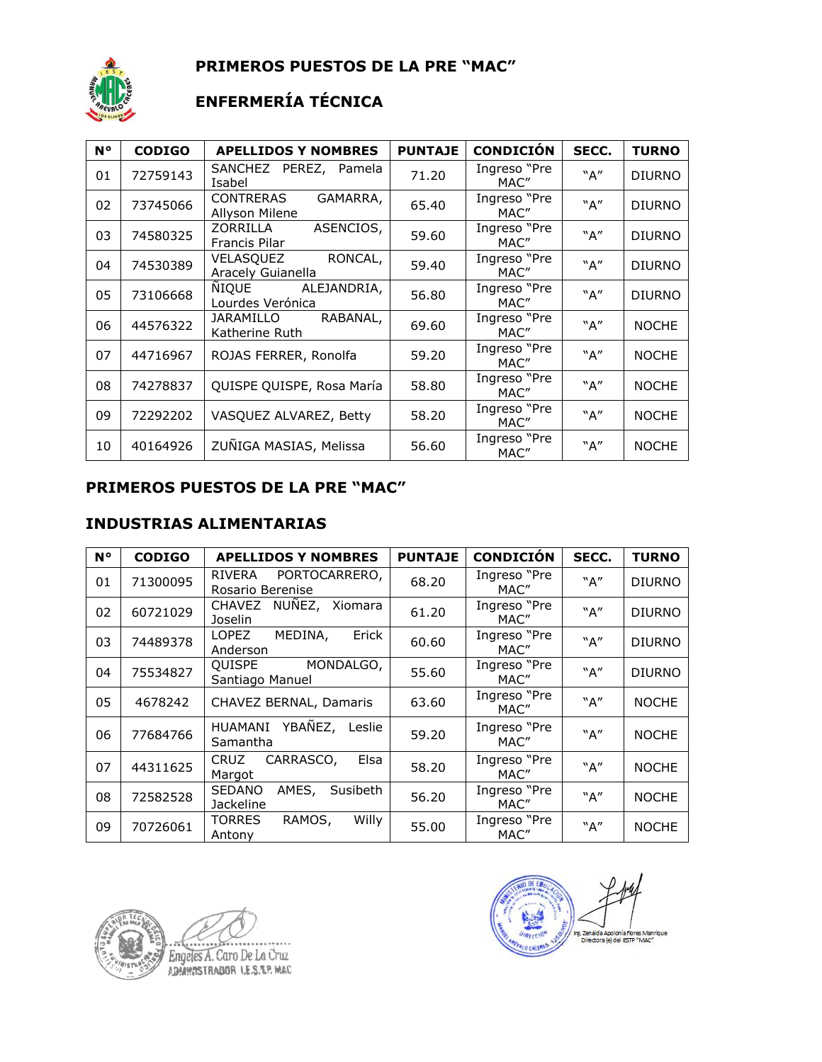## PRIMEROS PUESTOS DE LA PRE "MAC"

## ENFERMERÍA TÉCNICA

| N° | CODIGO | APELLIDOS Y NOMBRES | PUNTAJE | CONDICIÓN | SECC. | TURNO |
|---|---|---|---|---|---|---|
| 01 | 72759143 | SANCHEZ PEREZ, Pamela Isabel | 71.20 | Ingreso "Pre MAC" | "A" | DIURNO |
| 02 | 73745066 | CONTRERAS GAMARRA, Allyson Milene | 65.40 | Ingreso "Pre MAC" | "A" | DIURNO |
| 03 | 74580325 | ZORRILLA ASENCIOS, Francis Pilar | 59.60 | Ingreso "Pre MAC" | "A" | DIURNO |
| 04 | 74530389 | VELASQUEZ RONCAL, Aracely Guianella | 59.40 | Ingreso "Pre MAC" | "A" | DIURNO |
| 05 | 73106668 | ÑIQUE ALEJANDRIA, Lourdes Verónica | 56.80 | Ingreso "Pre MAC" | "A" | DIURNO |
| 06 | 44576322 | JARAMILLO RABANAL, Katherine Ruth | 69.60 | Ingreso "Pre MAC" | "A" | NOCHE |
| 07 | 44716967 | ROJAS FERRER, Ronolfa | 59.20 | Ingreso "Pre MAC" | "A" | NOCHE |
| 08 | 74278837 | QUISPE QUISPE, Rosa María | 58.80 | Ingreso "Pre MAC" | "A" | NOCHE |
| 09 | 72292202 | VASQUEZ ALVAREZ, Betty | 58.20 | Ingreso "Pre MAC" | "A" | NOCHE |
| 10 | 40164926 | ZUÑIGA MASIAS, Melissa | 56.60 | Ingreso "Pre MAC" | "A" | NOCHE |

## PRIMEROS PUESTOS DE LA PRE "MAC"

## INDUSTRIAS ALIMENTARIAS

| N° | CODIGO | APELLIDOS Y NOMBRES | PUNTAJE | CONDICIÓN | SECC. | TURNO |
|---|---|---|---|---|---|---|
| 01 | 71300095 | RIVERA PORTOCARRERO, Rosario Berenise | 68.20 | Ingreso "Pre MAC" | "A" | DIURNO |
| 02 | 60721029 | CHAVEZ NUÑEZ, Xiomara Joselin | 61.20 | Ingreso "Pre MAC" | "A" | DIURNO |
| 03 | 74489378 | LOPEZ MEDINA, Erick Anderson | 60.60 | Ingreso "Pre MAC" | "A" | DIURNO |
| 04 | 75534827 | QUISPE MONDALGO, Santiago Manuel | 55.60 | Ingreso "Pre MAC" | "A" | DIURNO |
| 05 | 4678242 | CHAVEZ BERNAL, Damaris | 63.60 | Ingreso "Pre MAC" | "A" | NOCHE |
| 06 | 77684766 | HUAMANI YBAÑEZ, Leslie Samantha | 59.20 | Ingreso "Pre MAC" | "A" | NOCHE |
| 07 | 44311625 | CRUZ CARRASCO, Elsa Margot | 58.20 | Ingreso "Pre MAC" | "A" | NOCHE |
| 08 | 72582528 | SEDANO AMES, Susibeth Jackeline | 56.20 | Ingreso "Pre MAC" | "A" | NOCHE |
| 09 | 70726061 | TORRES RAMOS, Willy Antony | 55.00 | Ingreso "Pre MAC" | "A" | NOCHE |

Engeles A. Caro De La Cruz
ADMINISTRADOR I.E.S.T.P. MAC

Ing. Zenaida Apolonia Flores Manrique
Directora (e) del IESTP "MAC"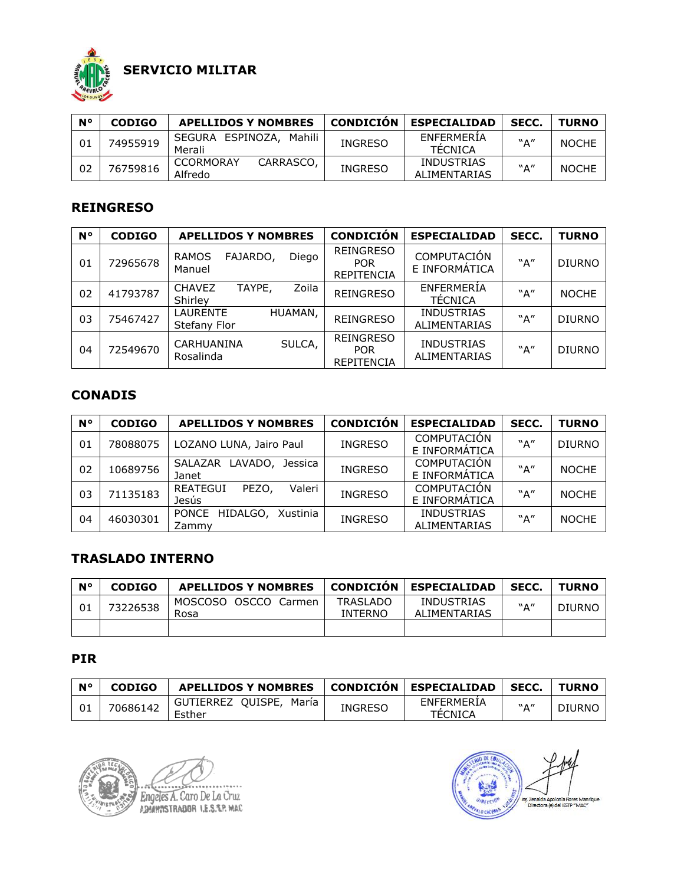## SERVICIO MILITAR

| N° | CODIGO | APELLIDOS Y NOMBRES | CONDICIÓN | ESPECIALIDAD | SECC. | TURNO |
|---|---|---|---|---|---|---|
| 01 | 74955919 | SEGURA ESPINOZA, Mahili Merali | INGRESO | ENFERMERÍA TÉCNICA | "A" | NOCHE |
| 02 | 76759816 | CCORMORAY CARRASCO, Alfredo | INGRESO | INDUSTRIAS ALIMENTARIAS | "A" | NOCHE |

## REINGRESO

| N° | CODIGO | APELLIDOS Y NOMBRES | CONDICIÓN | ESPECIALIDAD | SECC. | TURNO |
|---|---|---|---|---|---|---|
| 01 | 72965678 | RAMOS FAJARDO, Diego Manuel | REINGRESO POR REPITENCIA | COMPUTACIÓN E INFORMÁTICA | "A" | DIURNO |
| 02 | 41793787 | CHAVEZ TAYPE, Zoila Shirley | REINGRESO | ENFERMERÍA TÉCNICA | "A" | NOCHE |
| 03 | 75467427 | LAURENTE HUAMAN, Stefany Flor | REINGRESO | INDUSTRIAS ALIMENTARIAS | "A" | DIURNO |
| 04 | 72549670 | CARHUANINA SULCA, Rosalinda | REINGRESO POR REPITENCIA | INDUSTRIAS ALIMENTARIAS | "A" | DIURNO |

## CONADIS

| N° | CODIGO | APELLIDOS Y NOMBRES | CONDICIÓN | ESPECIALIDAD | SECC. | TURNO |
|---|---|---|---|---|---|---|
| 01 | 78088075 | LOZANO LUNA, Jairo Paul | INGRESO | COMPUTACIÓN E INFORMÁTICA | "A" | DIURNO |
| 02 | 10689756 | SALAZAR LAVADO, Jessica Janet | INGRESO | COMPUTACIÓN E INFORMÁTICA | "A" | NOCHE |
| 03 | 71135183 | REATEGUI PEZO, Valeri Jesús | INGRESO | COMPUTACIÓN E INFORMÁTICA | "A" | NOCHE |
| 04 | 46030301 | PONCE HIDALGO, Xustinia Zammy | INGRESO | INDUSTRIAS ALIMENTARIAS | "A" | NOCHE |

## TRASLADO INTERNO

| N° | CODIGO | APELLIDOS Y NOMBRES | CONDICIÓN | ESPECIALIDAD | SECC. | TURNO |
|---|---|---|---|---|---|---|
| 01 | 73226538 | MOSCOSO OSCCO Carmen Rosa | TRASLADO INTERNO | INDUSTRIAS ALIMENTARIAS | "A" | DIURNO |
| | | | | | | |

## PIR

| N° | CODIGO | APELLIDOS Y NOMBRES | CONDICIÓN | ESPECIALIDAD | SECC. | TURNO |
|---|---|---|---|---|---|---|
| 01 | 70686142 | GUTIERREZ QUISPE, María Esther | INGRESO | ENFERMERÍA TÉCNICA | "A" | DIURNO |

Engeles A. Caro De La Cruz
ADMINISTRADOR I.E.S.T.P. MAC

Ing. Zenaida Apolonia Flores Manrique
Directora (e) del IESTP "MAC"